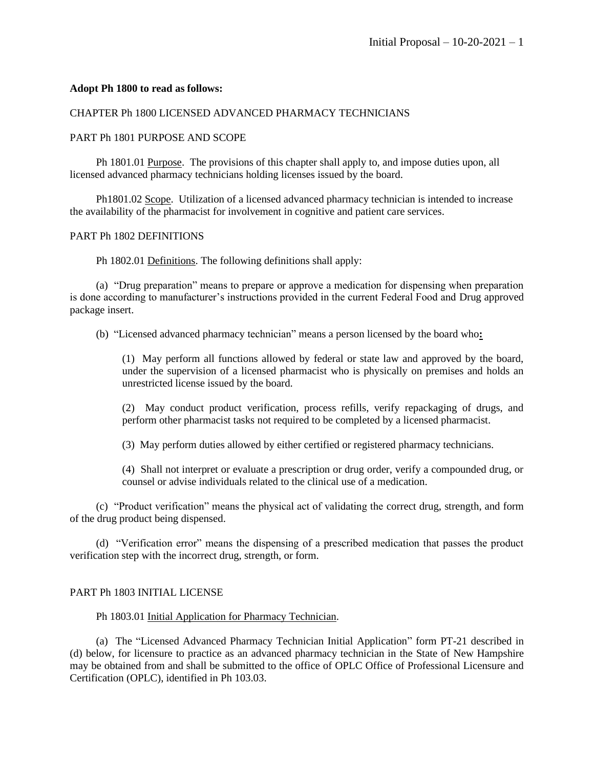**Adopt Ph 1800 to read as follows:**

CHAPTER Ph 1800 LICENSED ADVANCED PHARMACY TECHNICIANS

PART Ph 1801 PURPOSE AND SCOPE

Ph 1801.01 Purpose. The provisions of this chapter shall apply to, and impose duties upon, all licensed advanced pharmacy technicians holding licenses issued by the board.

Ph1801.02 Scope. Utilization of a licensed advanced pharmacy technician is intended to increase the availability of the pharmacist for involvement in cognitive and patient care services.

PART Ph 1802 DEFINITIONS

Ph 1802.01 Definitions. The following definitions shall apply:

(a) "Drug preparation" means to prepare or approve a medication for dispensing when preparation is done according to manufacturer's instructions provided in the current Federal Food and Drug approved package insert.

(b) "Licensed advanced pharmacy technician" means a person licensed by the board who**:**

(1) May perform all functions allowed by federal or state law and approved by the board, under the supervision of a licensed pharmacist who is physically on premises and holds an unrestricted license issued by the board.

(2) May conduct product verification, process refills, verify repackaging of drugs, and perform other pharmacist tasks not required to be completed by a licensed pharmacist.

(3) May perform duties allowed by either certified or registered pharmacy technicians.

(4) Shall not interpret or evaluate a prescription or drug order, verify a compounded drug, or counsel or advise individuals related to the clinical use of a medication.

(c) "Product verification" means the physical act of validating the correct drug, strength, and form of the drug product being dispensed.

(d) "Verification error" means the dispensing of a prescribed medication that passes the product verification step with the incorrect drug, strength, or form.

PART Ph 1803 INITIAL LICENSE

Ph 1803.01 Initial Application for Pharmacy Technician.

(a) The "Licensed Advanced Pharmacy Technician Initial Application" form PT-21 described in (d) below, for licensure to practice as an advanced pharmacy technician in the State of New Hampshire may be obtained from and shall be submitted to the office of OPLC Office of Professional Licensure and Certification (OPLC), identified in Ph 103.03.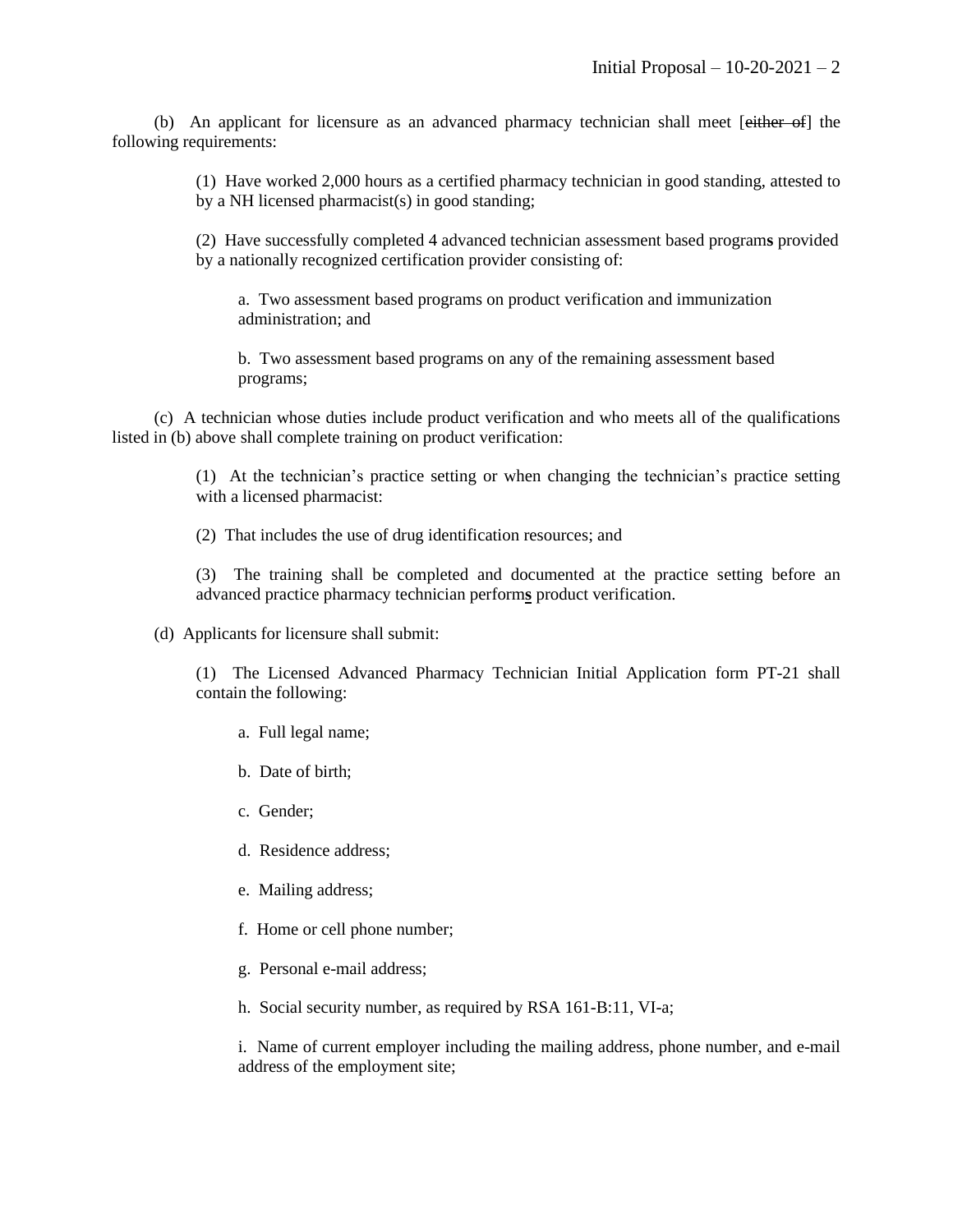(b) An applicant for licensure as an advanced pharmacy technician shall meet [~~either of~~] the following requirements:

(1) Have worked 2,000 hours as a certified pharmacy technician in good standing, attested to by a NH licensed pharmacist(s) in good standing;

(2) Have successfully completed 4 advanced technician assessment based program**s** provided by a nationally recognized certification provider consisting of:

a. Two assessment based programs on product verification and immunization administration; and

b. Two assessment based programs on any of the remaining assessment based programs;

(c) A technician whose duties include product verification and who meets all of the qualifications listed in (b) above shall complete training on product verification:

(1) At the technician's practice setting or when changing the technician's practice setting with a licensed pharmacist:

(2) That includes the use of drug identification resources; and

(3) The training shall be completed and documented at the practice setting before an advanced practice pharmacy technician perform**s** product verification.

(d) Applicants for licensure shall submit:

(1) The Licensed Advanced Pharmacy Technician Initial Application form PT-21 shall contain the following:

a. Full legal name;

b. Date of birth;

c. Gender;

d. Residence address;

e. Mailing address;

f. Home or cell phone number;

g. Personal e-mail address;

h. Social security number, as required by RSA 161-B:11, VI-a;

i. Name of current employer including the mailing address, phone number, and e-mail address of the employment site;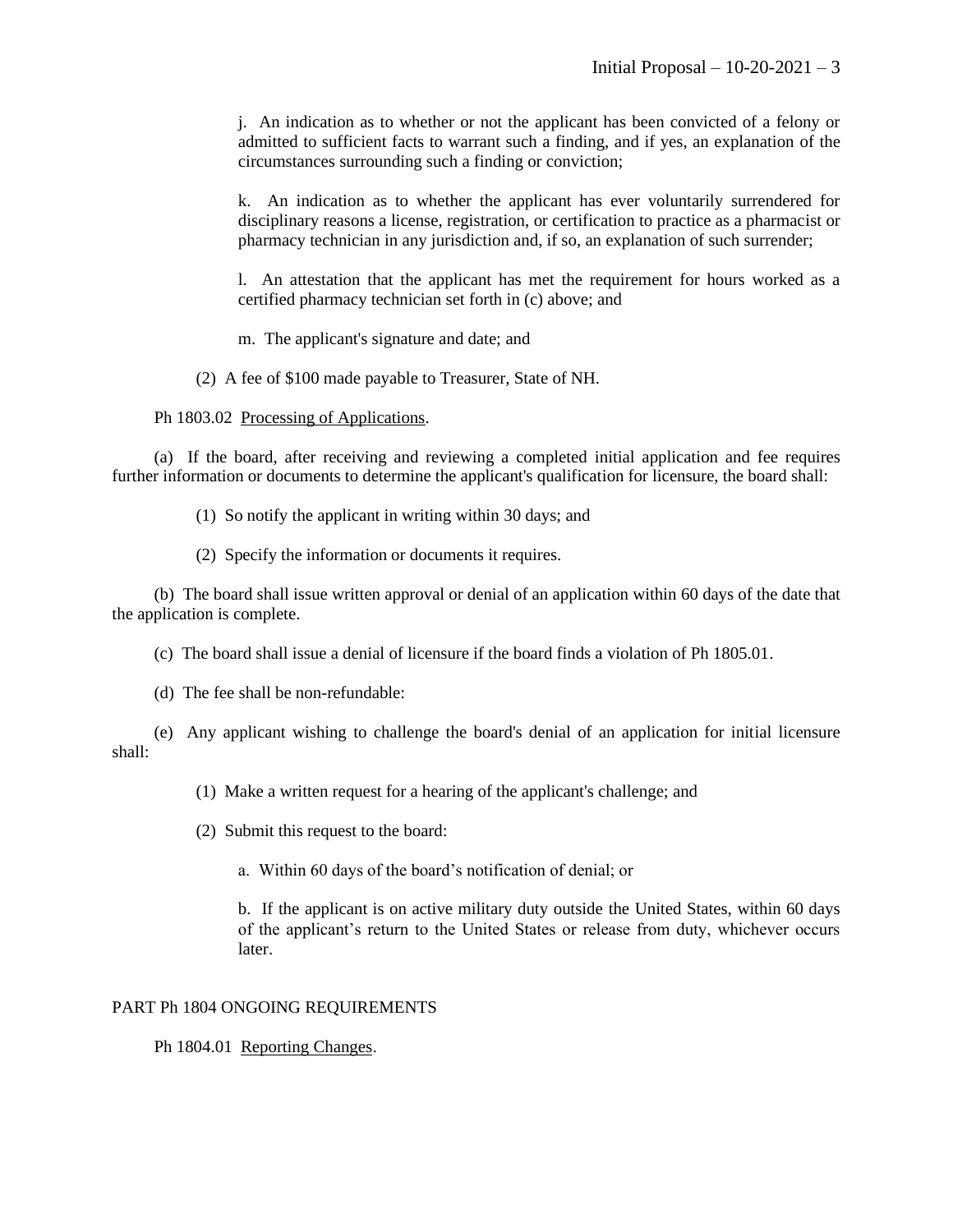j. An indication as to whether or not the applicant has been convicted of a felony or admitted to sufficient facts to warrant such a finding, and if yes, an explanation of the circumstances surrounding such a finding or conviction;

k. An indication as to whether the applicant has ever voluntarily surrendered for disciplinary reasons a license, registration, or certification to practice as a pharmacist or pharmacy technician in any jurisdiction and, if so, an explanation of such surrender;

l. An attestation that the applicant has met the requirement for hours worked as a certified pharmacy technician set forth in (c) above; and

m. The applicant's signature and date; and

(2) A fee of $100 made payable to Treasurer, State of NH.

Ph 1803.02 Processing of Applications.

(a) If the board, after receiving and reviewing a completed initial application and fee requires further information or documents to determine the applicant's qualification for licensure, the board shall:

(1) So notify the applicant in writing within 30 days; and

(2) Specify the information or documents it requires.

(b) The board shall issue written approval or denial of an application within 60 days of the date that the application is complete.

(c) The board shall issue a denial of licensure if the board finds a violation of Ph 1805.01.

(d) The fee shall be non-refundable:

(e) Any applicant wishing to challenge the board's denial of an application for initial licensure shall:

(1) Make a written request for a hearing of the applicant's challenge; and

(2) Submit this request to the board:

a. Within 60 days of the board's notification of denial; or

b. If the applicant is on active military duty outside the United States, within 60 days of the applicant's return to the United States or release from duty, whichever occurs later.

PART Ph 1804 ONGOING REQUIREMENTS

Ph 1804.01 Reporting Changes.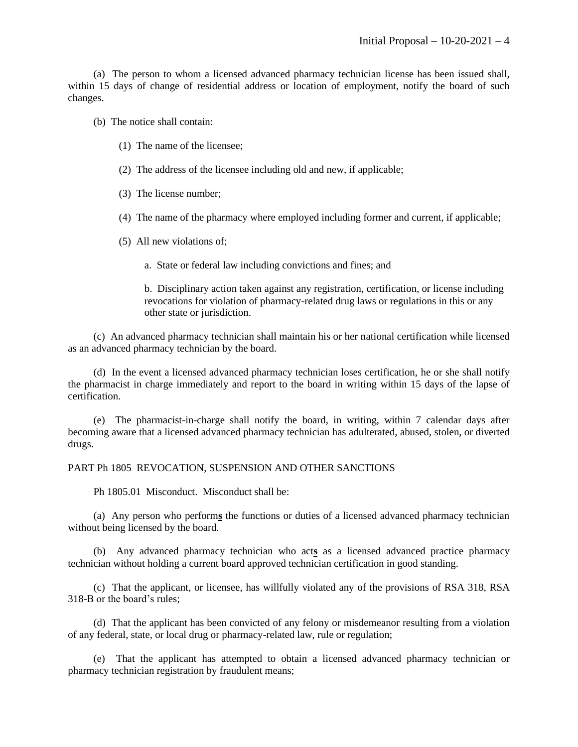(a) The person to whom a licensed advanced pharmacy technician license has been issued shall, within 15 days of change of residential address or location of employment, notify the board of such changes.

(b) The notice shall contain:

(1) The name of the licensee;

(2) The address of the licensee including old and new, if applicable;

(3) The license number;

(4) The name of the pharmacy where employed including former and current, if applicable;

(5) All new violations of;

a. State or federal law including convictions and fines; and

b. Disciplinary action taken against any registration, certification, or license including revocations for violation of pharmacy-related drug laws or regulations in this or any other state or jurisdiction.

(c) An advanced pharmacy technician shall maintain his or her national certification while licensed as an advanced pharmacy technician by the board.

(d) In the event a licensed advanced pharmacy technician loses certification, he or she shall notify the pharmacist in charge immediately and report to the board in writing within 15 days of the lapse of certification.

(e) The pharmacist-in-charge shall notify the board, in writing, within 7 calendar days after becoming aware that a licensed advanced pharmacy technician has adulterated, abused, stolen, or diverted drugs.

PART Ph 1805 REVOCATION, SUSPENSION AND OTHER SANCTIONS

Ph 1805.01 Misconduct. Misconduct shall be:

(a) Any person who perform**s** the functions or duties of a licensed advanced pharmacy technician without being licensed by the board.

(b) Any advanced pharmacy technician who act**s** as a licensed advanced practice pharmacy technician without holding a current board approved technician certification in good standing.

(c) That the applicant, or licensee, has willfully violated any of the provisions of RSA 318, RSA 318-B or the board's rules;

(d) That the applicant has been convicted of any felony or misdemeanor resulting from a violation of any federal, state, or local drug or pharmacy-related law, rule or regulation;

(e) That the applicant has attempted to obtain a licensed advanced pharmacy technician or pharmacy technician registration by fraudulent means;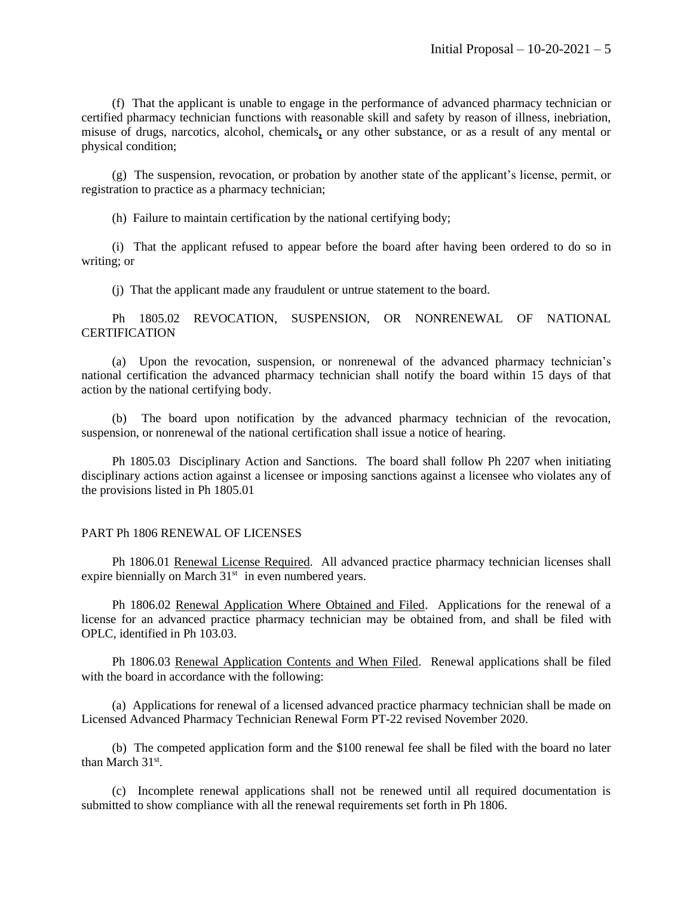(f) That the applicant is unable to engage in the performance of advanced pharmacy technician or certified pharmacy technician functions with reasonable skill and safety by reason of illness, inebriation, misuse of drugs, narcotics, alcohol, chemicals, or any other substance, or as a result of any mental or physical condition;

(g) The suspension, revocation, or probation by another state of the applicant's license, permit, or registration to practice as a pharmacy technician;

(h) Failure to maintain certification by the national certifying body;

(i) That the applicant refused to appear before the board after having been ordered to do so in writing; or

(j) That the applicant made any fraudulent or untrue statement to the board.

Ph 1805.02 REVOCATION, SUSPENSION, OR NONRENEWAL OF NATIONAL CERTIFICATION

(a) Upon the revocation, suspension, or nonrenewal of the advanced pharmacy technician's national certification the advanced pharmacy technician shall notify the board within 15 days of that action by the national certifying body.

(b) The board upon notification by the advanced pharmacy technician of the revocation, suspension, or nonrenewal of the national certification shall issue a notice of hearing.

Ph 1805.03 Disciplinary Action and Sanctions. The board shall follow Ph 2207 when initiating disciplinary actions action against a licensee or imposing sanctions against a licensee who violates any of the provisions listed in Ph 1805.01

PART Ph 1806 RENEWAL OF LICENSES

Ph 1806.01 Renewal License Required. All advanced practice pharmacy technician licenses shall expire biennially on March 31st in even numbered years.

Ph 1806.02 Renewal Application Where Obtained and Filed. Applications for the renewal of a license for an advanced practice pharmacy technician may be obtained from, and shall be filed with OPLC, identified in Ph 103.03.

Ph 1806.03 Renewal Application Contents and When Filed. Renewal applications shall be filed with the board in accordance with the following:

(a) Applications for renewal of a licensed advanced practice pharmacy technician shall be made on Licensed Advanced Pharmacy Technician Renewal Form PT-22 revised November 2020.

(b) The competed application form and the $100 renewal fee shall be filed with the board no later than March 31st.

(c) Incomplete renewal applications shall not be renewed until all required documentation is submitted to show compliance with all the renewal requirements set forth in Ph 1806.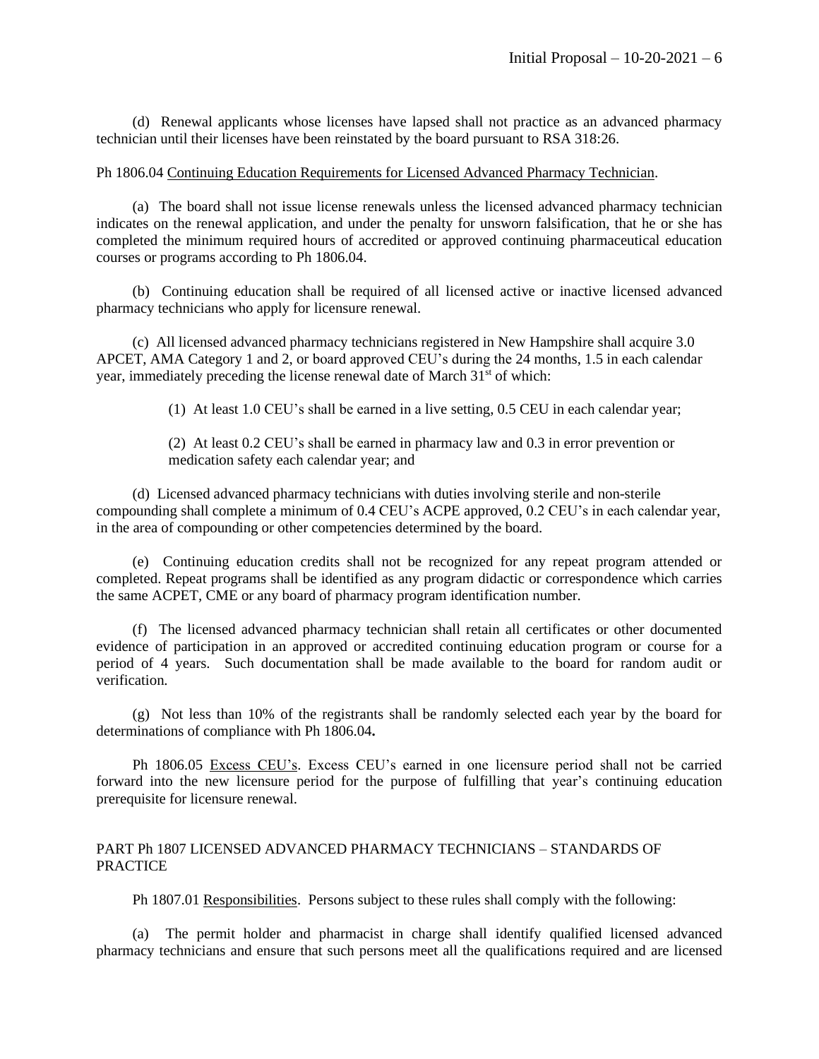(d) Renewal applicants whose licenses have lapsed shall not practice as an advanced pharmacy technician until their licenses have been reinstated by the board pursuant to RSA 318:26.

Ph 1806.04 Continuing Education Requirements for Licensed Advanced Pharmacy Technician.

(a) The board shall not issue license renewals unless the licensed advanced pharmacy technician indicates on the renewal application, and under the penalty for unsworn falsification, that he or she has completed the minimum required hours of accredited or approved continuing pharmaceutical education courses or programs according to Ph 1806.04.

(b) Continuing education shall be required of all licensed active or inactive licensed advanced pharmacy technicians who apply for licensure renewal.

(c) All licensed advanced pharmacy technicians registered in New Hampshire shall acquire 3.0 APCET, AMA Category 1 and 2, or board approved CEU's during the 24 months, 1.5 in each calendar year, immediately preceding the license renewal date of March 31st of which:

(1) At least 1.0 CEU's shall be earned in a live setting, 0.5 CEU in each calendar year;

(2) At least 0.2 CEU's shall be earned in pharmacy law and 0.3 in error prevention or medication safety each calendar year; and

(d) Licensed advanced pharmacy technicians with duties involving sterile and non-sterile compounding shall complete a minimum of 0.4 CEU's ACPE approved, 0.2 CEU's in each calendar year, in the area of compounding or other competencies determined by the board.

(e) Continuing education credits shall not be recognized for any repeat program attended or completed. Repeat programs shall be identified as any program didactic or correspondence which carries the same ACPET, CME or any board of pharmacy program identification number.

(f) The licensed advanced pharmacy technician shall retain all certificates or other documented evidence of participation in an approved or accredited continuing education program or course for a period of 4 years. Such documentation shall be made available to the board for random audit or verification.

(g) Not less than 10% of the registrants shall be randomly selected each year by the board for determinations of compliance with Ph 1806.04**.**

Ph 1806.05 Excess CEU's. Excess CEU's earned in one licensure period shall not be carried forward into the new licensure period for the purpose of fulfilling that year's continuing education prerequisite for licensure renewal.

PART Ph 1807 LICENSED ADVANCED PHARMACY TECHNICIANS – STANDARDS OF PRACTICE

Ph 1807.01 Responsibilities. Persons subject to these rules shall comply with the following:

(a) The permit holder and pharmacist in charge shall identify qualified licensed advanced pharmacy technicians and ensure that such persons meet all the qualifications required and are licensed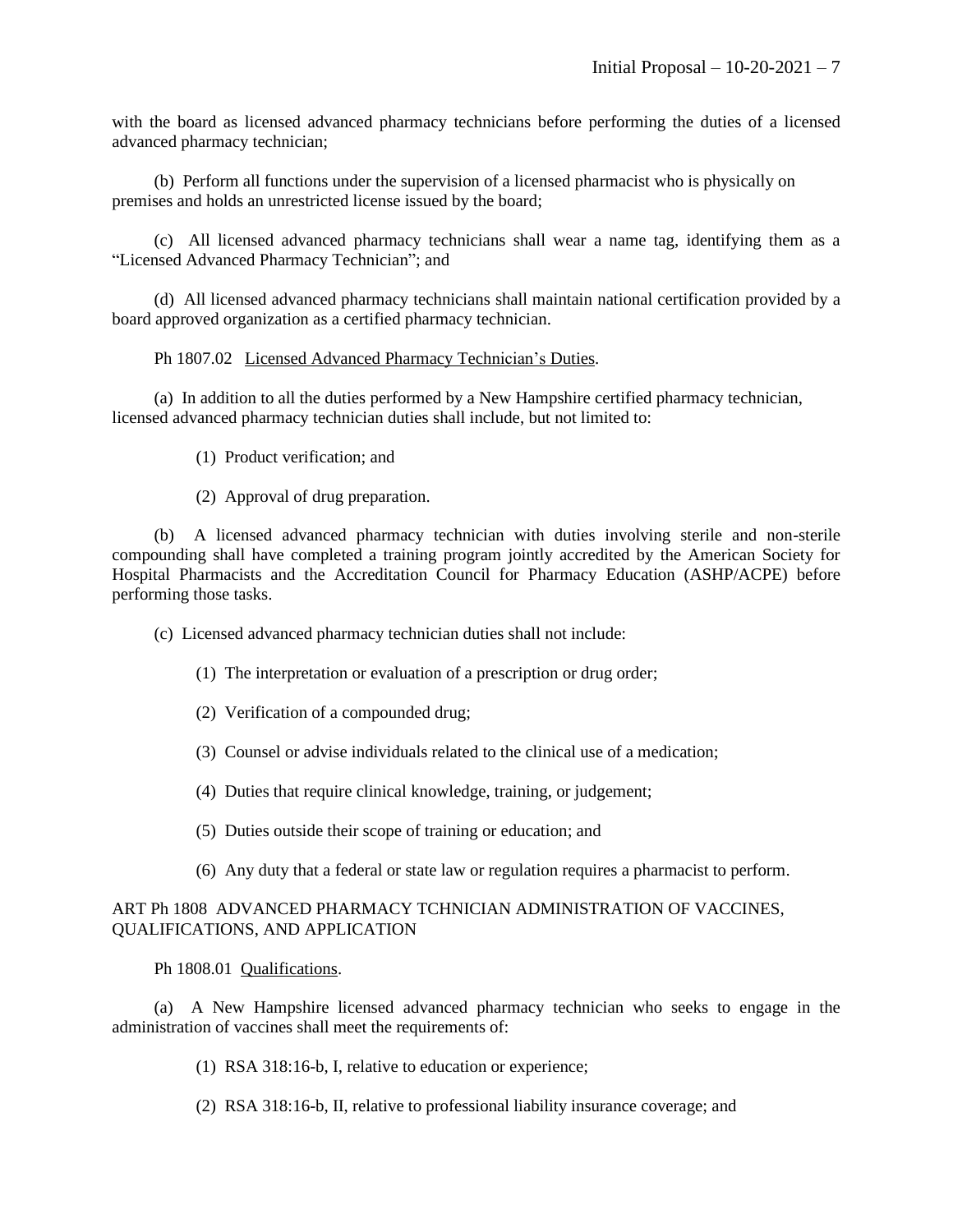with the board as licensed advanced pharmacy technicians before performing the duties of a licensed advanced pharmacy technician;

(b) Perform all functions under the supervision of a licensed pharmacist who is physically on premises and holds an unrestricted license issued by the board;

(c) All licensed advanced pharmacy technicians shall wear a name tag, identifying them as a "Licensed Advanced Pharmacy Technician"; and

(d) All licensed advanced pharmacy technicians shall maintain national certification provided by a board approved organization as a certified pharmacy technician.

Ph 1807.02 Licensed Advanced Pharmacy Technician's Duties.

(a) In addition to all the duties performed by a New Hampshire certified pharmacy technician, licensed advanced pharmacy technician duties shall include, but not limited to:

(1) Product verification; and

(2) Approval of drug preparation.

(b) A licensed advanced pharmacy technician with duties involving sterile and non-sterile compounding shall have completed a training program jointly accredited by the American Society for Hospital Pharmacists and the Accreditation Council for Pharmacy Education (ASHP/ACPE) before performing those tasks.

(c) Licensed advanced pharmacy technician duties shall not include:

(1) The interpretation or evaluation of a prescription or drug order;

(2) Verification of a compounded drug;

(3) Counsel or advise individuals related to the clinical use of a medication;

(4) Duties that require clinical knowledge, training, or judgement;

(5) Duties outside their scope of training or education; and

(6) Any duty that a federal or state law or regulation requires a pharmacist to perform.

ART Ph 1808 ADVANCED PHARMACY TCHNICIAN ADMINISTRATION OF VACCINES, QUALIFICATIONS, AND APPLICATION

Ph 1808.01 Qualifications.

(a) A New Hampshire licensed advanced pharmacy technician who seeks to engage in the administration of vaccines shall meet the requirements of:

(1) RSA 318:16-b, I, relative to education or experience;

(2) RSA 318:16-b, II, relative to professional liability insurance coverage; and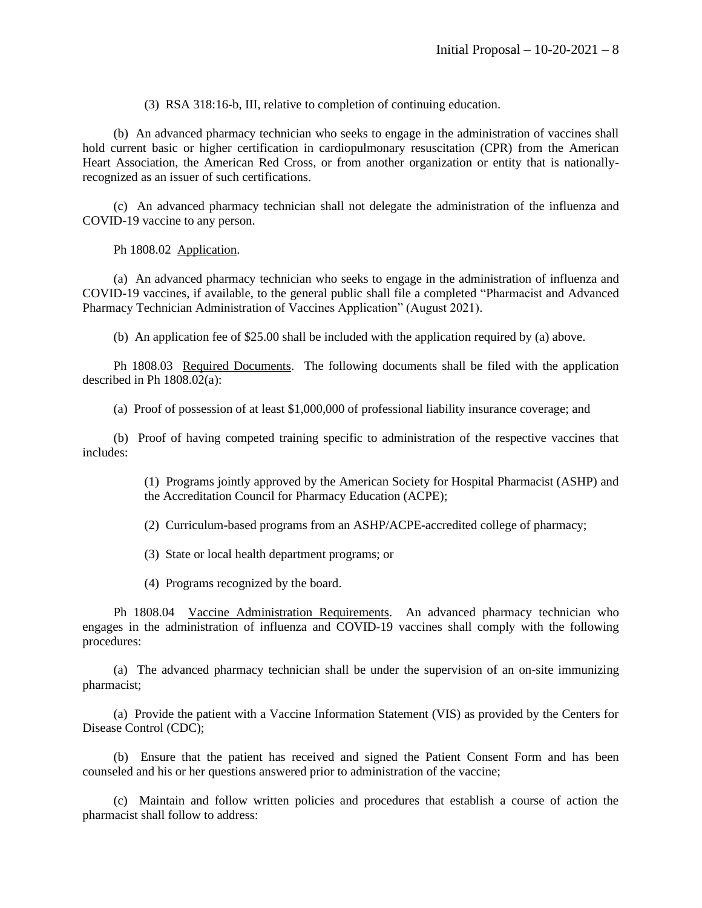(3) RSA 318:16-b, III, relative to completion of continuing education.

(b) An advanced pharmacy technician who seeks to engage in the administration of vaccines shall hold current basic or higher certification in cardiopulmonary resuscitation (CPR) from the American Heart Association, the American Red Cross, or from another organization or entity that is nationally-recognized as an issuer of such certifications.

(c) An advanced pharmacy technician shall not delegate the administration of the influenza and COVID-19 vaccine to any person.

Ph 1808.02 Application.

(a) An advanced pharmacy technician who seeks to engage in the administration of influenza and COVID-19 vaccines, if available, to the general public shall file a completed "Pharmacist and Advanced Pharmacy Technician Administration of Vaccines Application" (August 2021).

(b) An application fee of $25.00 shall be included with the application required by (a) above.

Ph 1808.03 Required Documents. The following documents shall be filed with the application described in Ph 1808.02(a):

(a) Proof of possession of at least $1,000,000 of professional liability insurance coverage; and

(b) Proof of having competed training specific to administration of the respective vaccines that includes:

(1) Programs jointly approved by the American Society for Hospital Pharmacist (ASHP) and the Accreditation Council for Pharmacy Education (ACPE);

(2) Curriculum-based programs from an ASHP/ACPE-accredited college of pharmacy;

(3) State or local health department programs; or

(4) Programs recognized by the board.

Ph 1808.04 Vaccine Administration Requirements. An advanced pharmacy technician who engages in the administration of influenza and COVID-19 vaccines shall comply with the following procedures:

(a) The advanced pharmacy technician shall be under the supervision of an on-site immunizing pharmacist;

(a) Provide the patient with a Vaccine Information Statement (VIS) as provided by the Centers for Disease Control (CDC);

(b) Ensure that the patient has received and signed the Patient Consent Form and has been counseled and his or her questions answered prior to administration of the vaccine;

(c) Maintain and follow written policies and procedures that establish a course of action the pharmacist shall follow to address: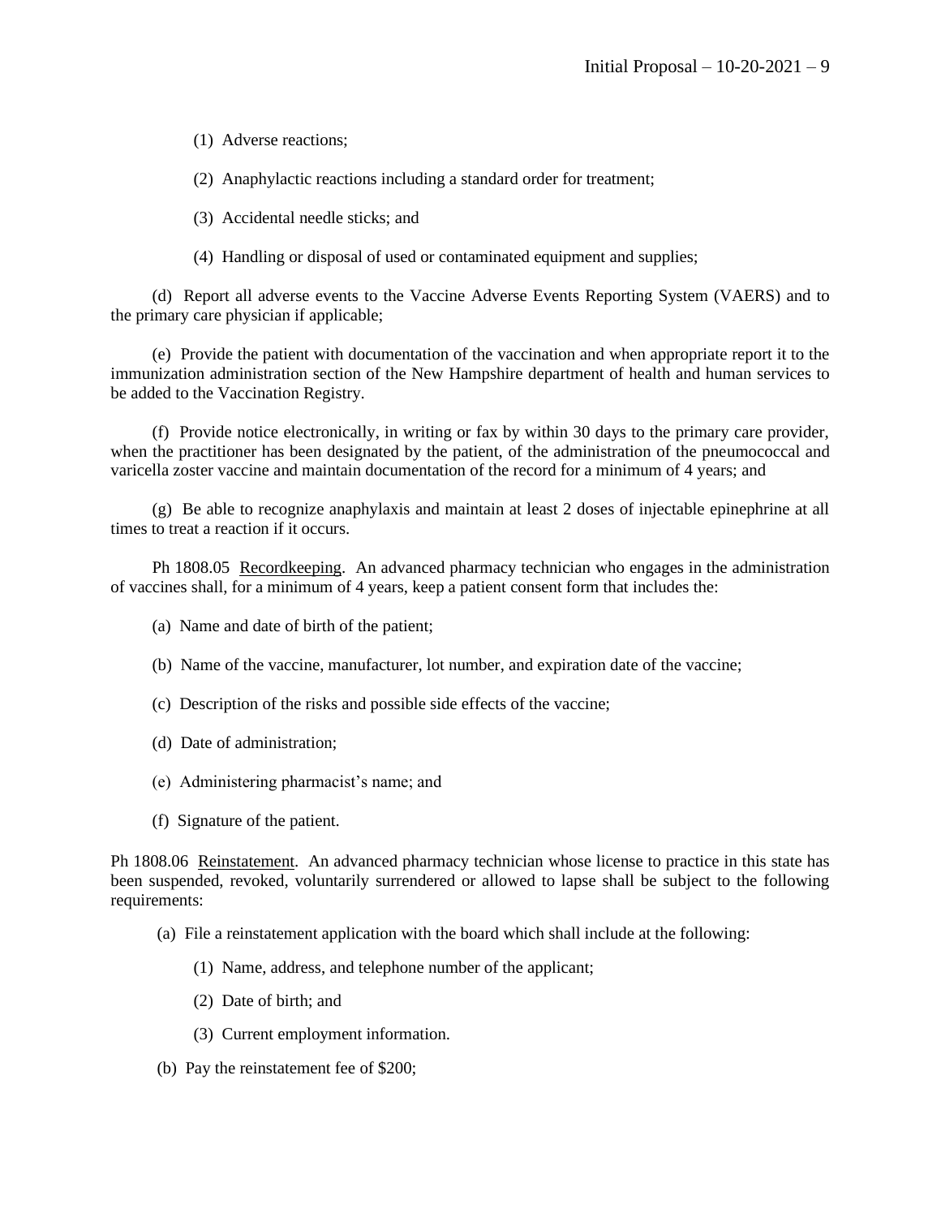(1) Adverse reactions;

(2) Anaphylactic reactions including a standard order for treatment;

(3) Accidental needle sticks; and

(4) Handling or disposal of used or contaminated equipment and supplies;

(d) Report all adverse events to the Vaccine Adverse Events Reporting System (VAERS) and to the primary care physician if applicable;

(e) Provide the patient with documentation of the vaccination and when appropriate report it to the immunization administration section of the New Hampshire department of health and human services to be added to the Vaccination Registry.

(f) Provide notice electronically, in writing or fax by within 30 days to the primary care provider, when the practitioner has been designated by the patient, of the administration of the pneumococcal and varicella zoster vaccine and maintain documentation of the record for a minimum of 4 years; and

(g) Be able to recognize anaphylaxis and maintain at least 2 doses of injectable epinephrine at all times to treat a reaction if it occurs.

Ph 1808.05 Recordkeeping. An advanced pharmacy technician who engages in the administration of vaccines shall, for a minimum of 4 years, keep a patient consent form that includes the:

(a) Name and date of birth of the patient;

(b) Name of the vaccine, manufacturer, lot number, and expiration date of the vaccine;

(c) Description of the risks and possible side effects of the vaccine;

(d) Date of administration;

(e) Administering pharmacist's name; and

(f) Signature of the patient.

Ph 1808.06 Reinstatement. An advanced pharmacy technician whose license to practice in this state has been suspended, revoked, voluntarily surrendered or allowed to lapse shall be subject to the following requirements:

(a) File a reinstatement application with the board which shall include at the following:

(1) Name, address, and telephone number of the applicant;

(2) Date of birth; and

(3) Current employment information.

(b) Pay the reinstatement fee of $200;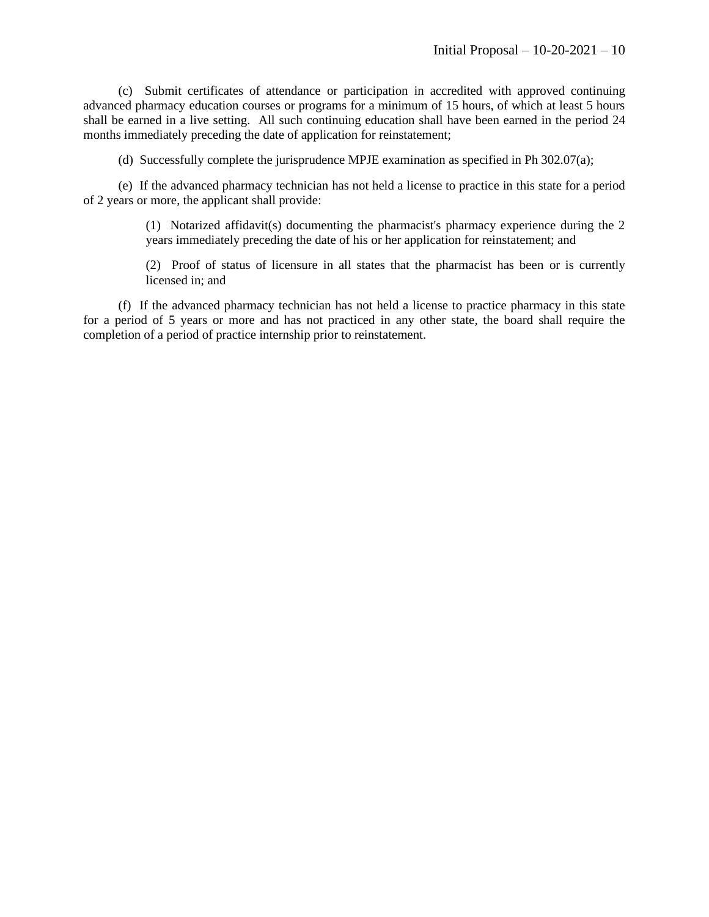(c) Submit certificates of attendance or participation in accredited with approved continuing advanced pharmacy education courses or programs for a minimum of 15 hours, of which at least 5 hours shall be earned in a live setting. All such continuing education shall have been earned in the period 24 months immediately preceding the date of application for reinstatement;

(d) Successfully complete the jurisprudence MPJE examination as specified in Ph 302.07(a);

(e) If the advanced pharmacy technician has not held a license to practice in this state for a period of 2 years or more, the applicant shall provide:

> (1) Notarized affidavit(s) documenting the pharmacist's pharmacy experience during the 2 years immediately preceding the date of his or her application for reinstatement; and
>
> (2) Proof of status of licensure in all states that the pharmacist has been or is currently licensed in; and

(f) If the advanced pharmacy technician has not held a license to practice pharmacy in this state for a period of 5 years or more and has not practiced in any other state, the board shall require the completion of a period of practice internship prior to reinstatement.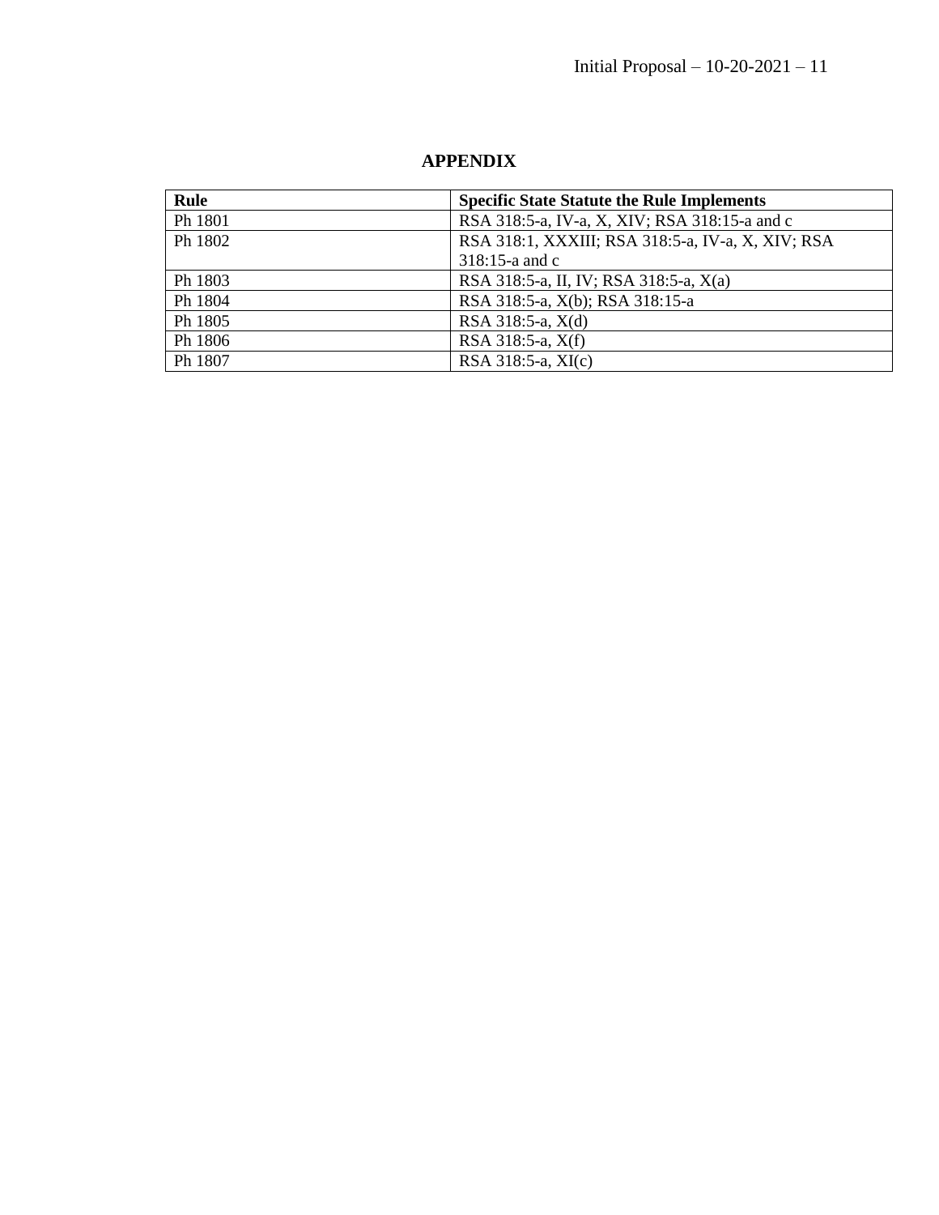# APPENDIX

| Rule | Specific State Statute the Rule Implements |
|---|---|
| Ph 1801 | RSA 318:5-a, IV-a, X, XIV; RSA 318:15-a and c |
| Ph 1802 | RSA 318:1, XXXIII; RSA 318:5-a, IV-a, X, XIV; RSA 318:15-a and c |
| Ph 1803 | RSA 318:5-a, II, IV; RSA 318:5-a, X(a) |
| Ph 1804 | RSA 318:5-a, X(b); RSA 318:15-a |
| Ph 1805 | RSA 318:5-a, X(d) |
| Ph 1806 | RSA 318:5-a, X(f) |
| Ph 1807 | RSA 318:5-a, XI(c) |